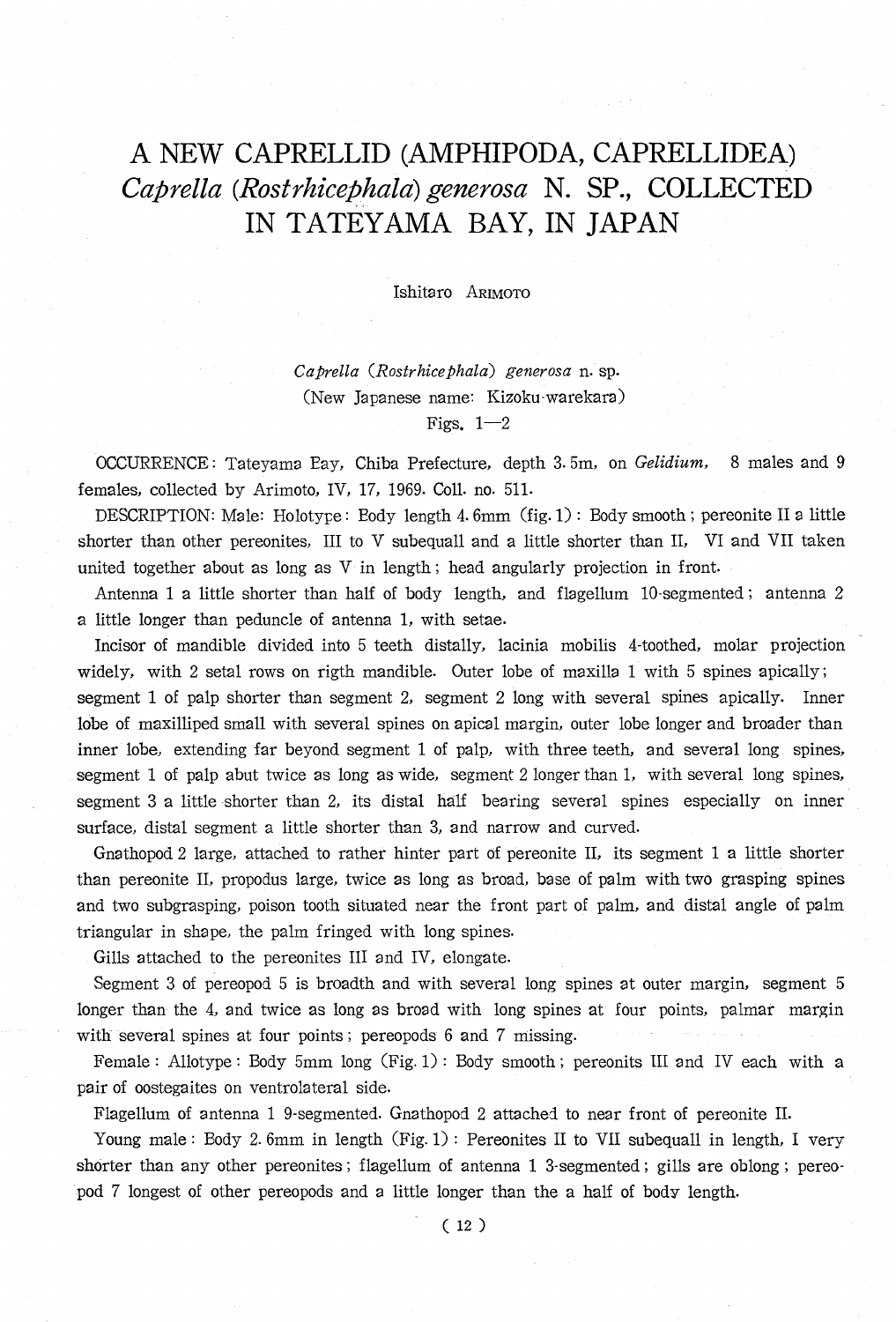# A NEW CAPRELLID (AMPHIPODA, CAPRELLIDEA) *Caprella* (*Rostrhicephala*) *generosa* N. SP., COLLECTED IN TATEYAMA BAY, IN JAPAN

Ishitaro ARIMOTO

*Caprella* (*Rostrhicephala*) *generosa* n. sp.
(New Japanese name: Kizoku-warekara)
Figs. 1—2

OCCURRENCE: Tateyama Eay, Chiba Prefecture, depth 3.5m, on *Gelidium*, 8 males and 9 females, collected by Arimoto, IV, 17, 1969. Coll. no. 511.

DESCRIPTION: Male: Holotype: Eody length 4.6mm (fig. 1): Body smooth; pereonite II a little shorter than other pereonites, III to V subequall and a little shorter than II, VI and VII taken united together about as long as V in length; head angularly projection in front.

Antenna 1 a little shorter than half of body length, and flagellum 10-segmented; antenna 2 a little longer than peduncle of antenna 1, with setae.

Incisor of mandible divided into 5 teeth distally, lacinia mobilis 4-toothed, molar projection widely, with 2 setal rows on rigth mandible. Outer lobe of maxilla 1 with 5 spines apically; segment 1 of palp shorter than segment 2, segment 2 long with several spines apically. Inner lobe of maxilliped small with several spines on apical margin, outer lobe longer and broader than inner lobe, extending far beyond segment 1 of palp, with three teeth, and several long spines, segment 1 of palp abut twice as long as wide, segment 2 longer than 1, with several long spines, segment 3 a little shorter than 2, its distal half bearing several spines especially on inner surface, distal segment a little shorter than 3, and narrow and curved.

Gnathopod 2 large, attached to rather hinter part of pereonite II, its segment 1 a little shorter than pereonite II, propodus large, twice as long as broad, base of palm with two grasping spines and two subgrasping, poison tooth situated near the front part of palm, and distal angle of palm triangular in shape, the palm fringed with long spines.

Gills attached to the pereonites III and IV, elongate.

Segment 3 of pereopod 5 is broadth and with several long spines at outer margin, segment 5 longer than the 4, and twice as long as broad with long spines at four points, palmar margin with several spines at four points; pereopods 6 and 7 missing.

Female: Allotype: Body 5mm long (Fig. 1): Body smooth; pereonits III and IV each with a pair of oostegaites on ventrolateral side.

Flagellum of antenna 1 9-segmented. Gnathopod 2 attached to near front of pereonite II.

Young male: Body 2.6mm in length (Fig. 1): Pereonites II to VII subequall in length, I very shorter than any other pereonites; flagellum of antenna 1 3-segmented; gills are oblong; pereopod 7 longest of other pereopods and a little longer than the a half of body length.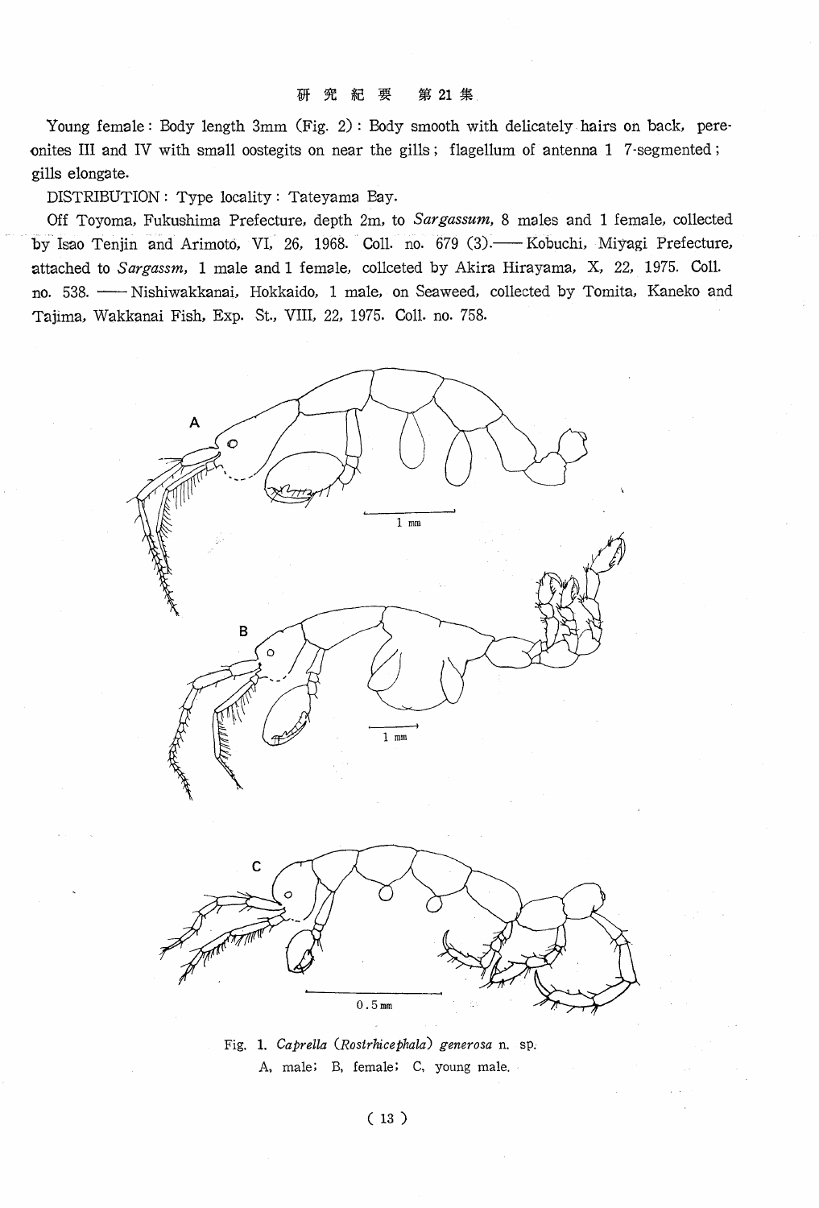Young female: Body length 3mm (Fig. 2): Body smooth with delicately hairs on back, pereonites III and IV with small oostegits on near the gills; flagellum of antenna 1 7-segmented; gills elongate.

DISTRIBUTION: Type locality: Tateyama Bay.

Off Toyoma, Fukushima Prefecture, depth 2m, to *Sargassum*, 8 males and 1 female, collected by Isao Tenjin and Arimoto, VI, 26, 1968. Coll. no. 679 (3).—— Kobuchi, Miyagi Prefecture, attached to *Sargassm*, 1 male and 1 female, collceted by Akira Hirayama, X, 22, 1975. Coll. no. 538. —— Nishiwakkanai, Hokkaido, 1 male, on Seaweed, collected by Tomita, Kaneko and Tajima, Wakkanai Fish, Exp. St., VIII, 22, 1975. Coll. no. 758.

Fig. 1. *Caprella (Rostrhicephala) generosa* n. sp.
A, male; B, female; C, young male.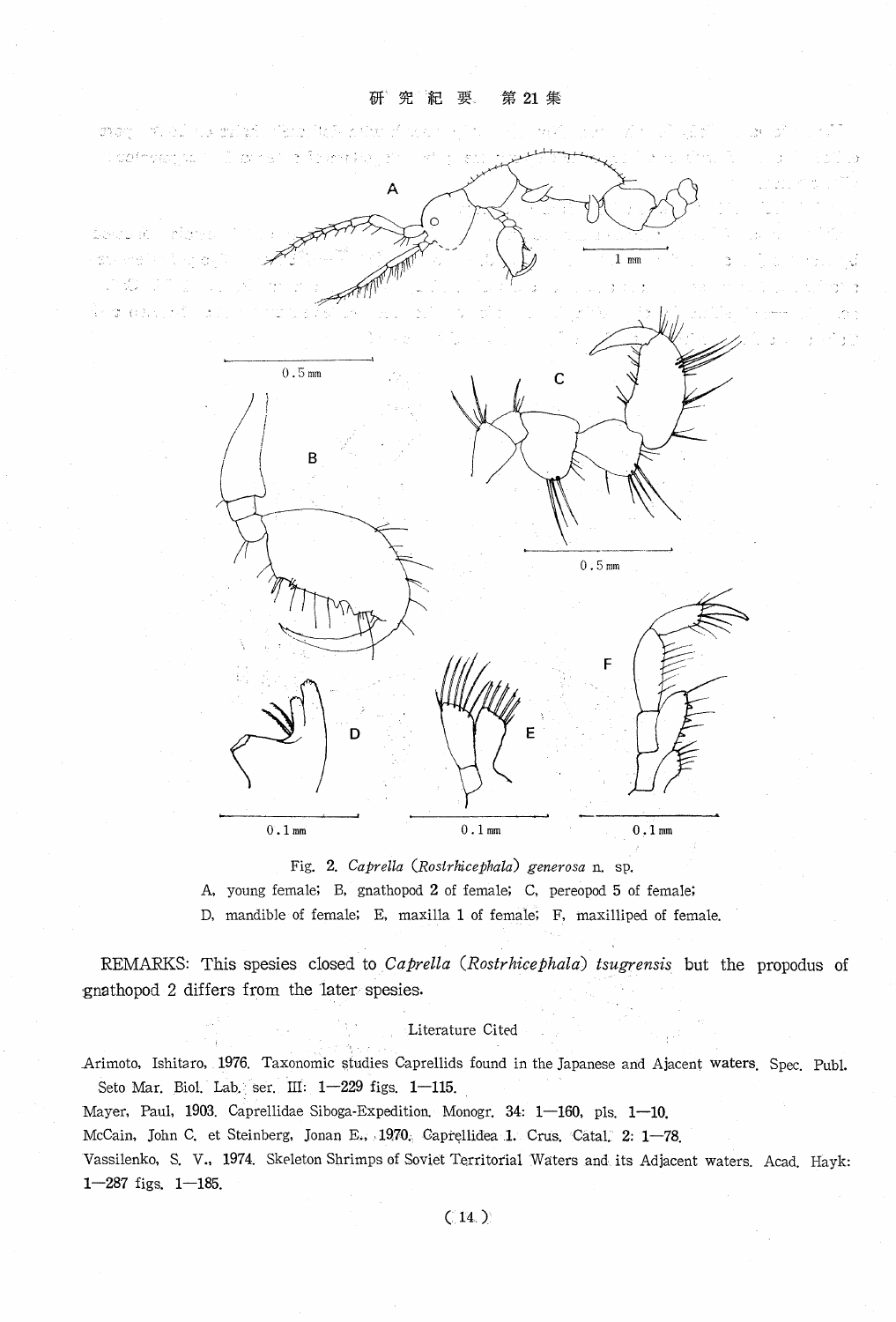A

1 mm

0.5 mm

B

C

0.5 mm

D

E

F

0.1 mm

0.1 mm

0.1 mm

Fig. 2. *Caprella* (*Rostrhicephala*) *generosa* n. sp.
A, young female; B, gnathopod 2 of female; C, pereopod 5 of female;
D, mandible of female; E, maxilla 1 of female; F, maxilliped of female.

REMARKS: This spesies closed to *Caprella* (*Rostrhicephala*) *tsugrensis* but the propodus of gnathopod 2 differs from the later spesies.

Literature Cited

Arimoto, Ishitaro, 1976. Taxonomic studies Caprellids found in the Japanese and Ajacent waters. Spec. Publ. Seto Mar. Biol. Lab. ser. III: 1—229 figs. 1—115.

Mayer, Paul, 1903. Caprellidae Siboga-Expedition. Monogr. 34: 1—160, pls. 1—10.

McCain, John C. et Steinberg, Jonan E., 1970. Caprellidea 1. Crus. Catal. 2: 1—78.

Vassilenko, S. V., 1974. Skeleton Shrimps of Soviet Territorial Waters and its Adjacent waters. Acad. Hayk: 1—287 figs. 1—185.